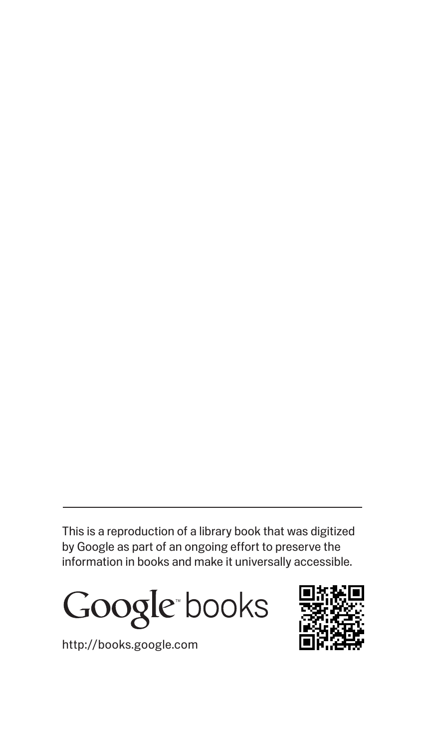This is a reproduction of a library book that was digitized by Google as part of an ongoing effort to preserve the information in books and make it universally accessible.

Google books

http://books.google.com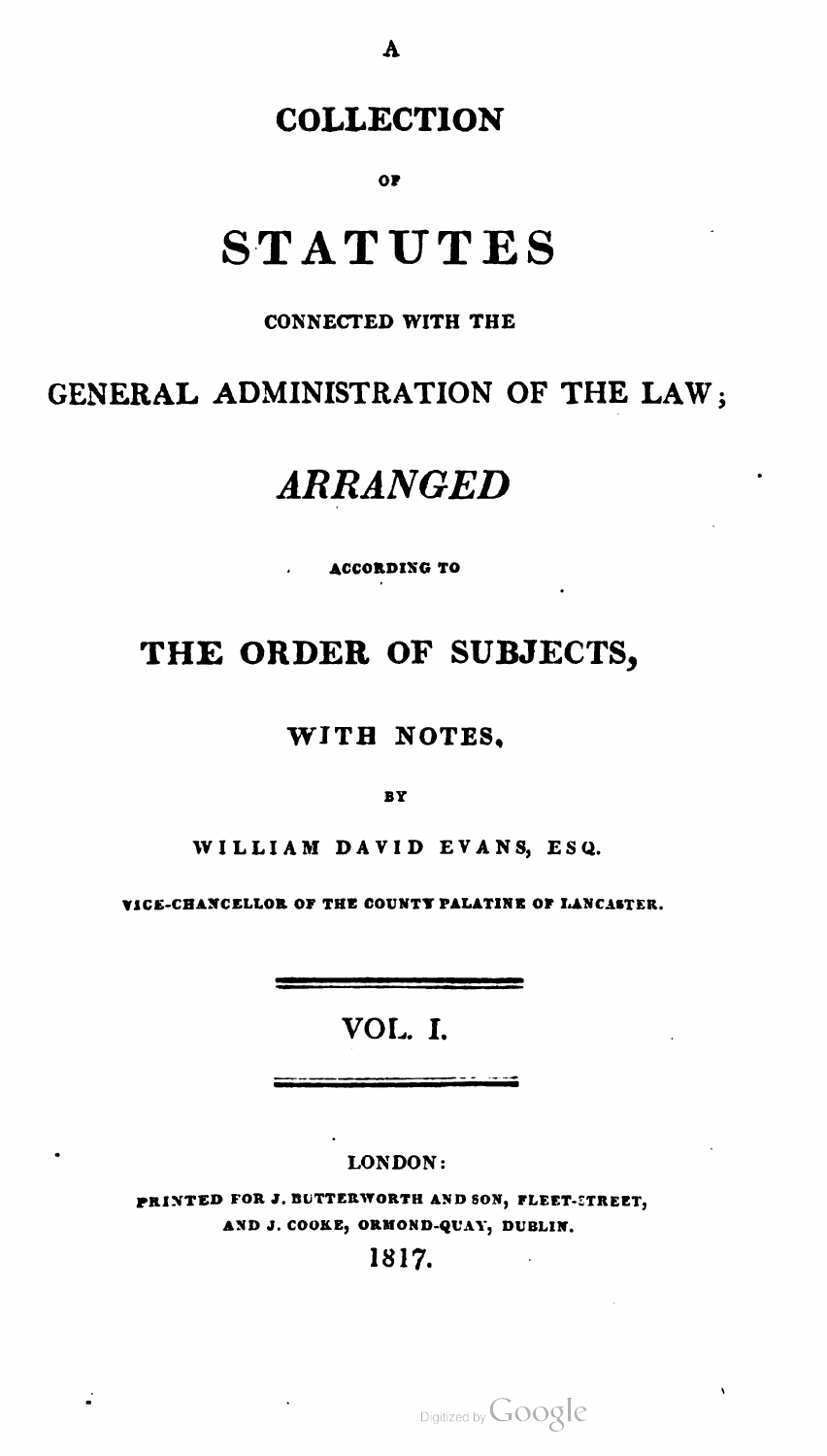A

# COLLECTION

OF

# STATUTES

CONNECTED WITH THE

## GENERAL ADMINISTRATION OF THE LAW;

## *ARRANGED*

ACCORDING TO

## THE ORDER OF SUBJECTS,

WITH NOTES,

BY

WILLIAM DAVID EVANS, ESQ.

VICE-CHANCELLOR OF THE COUNTY PALATINE OF LANCASTER.

VOL. I.

LONDON:

PRINTED FOR J. BUTTERWORTH AND SON, FLEET-STREET,
AND J. COOKE, ORMOND-QUAY, DUBLIN.

1817.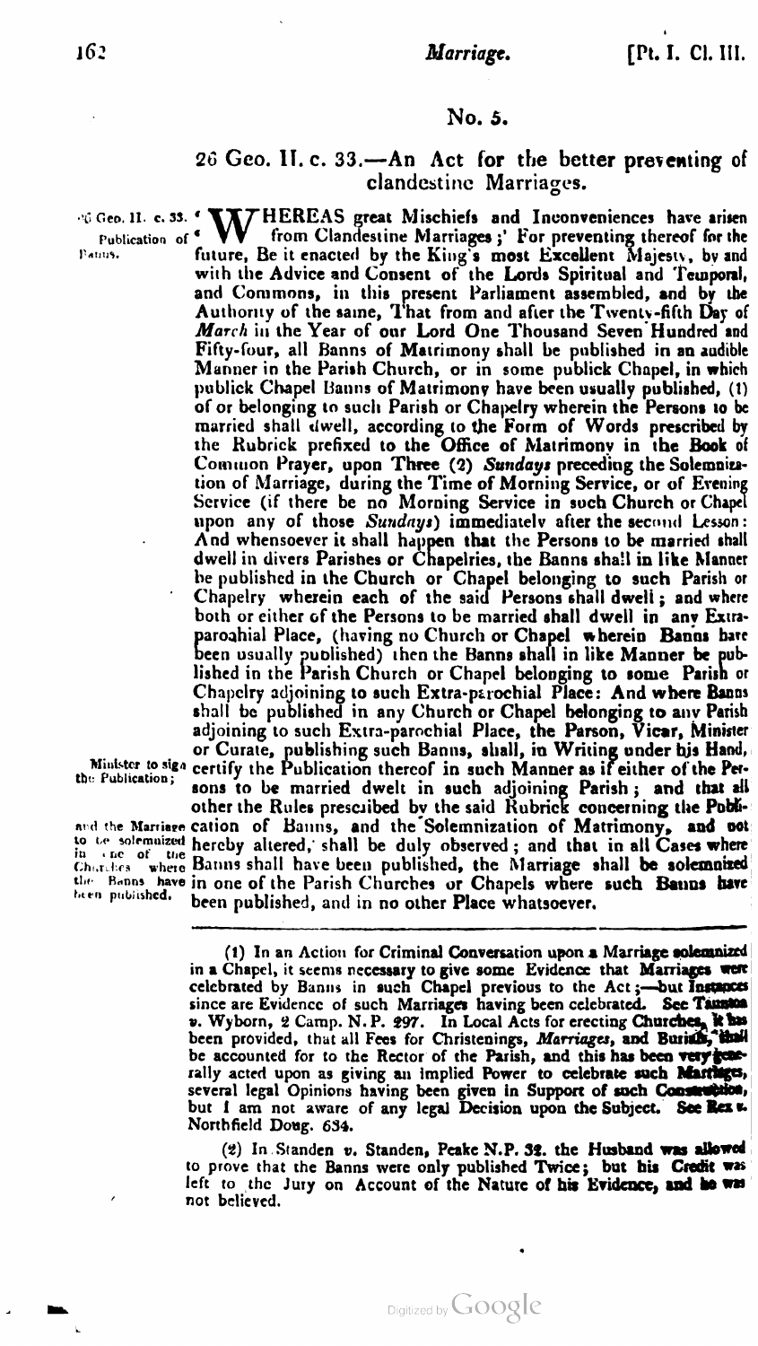## No. 5.

### 26 Geo. II. c. 33.—An Act for the better preventing of clandestine Marriages.

*26 Geo. II. c. 33. Publication of Banns.*

'WHEREAS great Mischiefs and Inconveniences have arisen from Clandestine Marriages;' For preventing thereof for the future, Be it enacted by the King's most Excellent Majesty, by and with the Advice and Consent of the Lords Spiritual and Temporal, and Commons, in this present Parliament assembled, and by the Authority of the same, That from and after the Twenty-fifth Day of *March* in the Year of our Lord One Thousand Seven Hundred and Fifty-four, all Banns of Matrimony shall be published in an audible Manner in the Parish Church, or in some publick Chapel, in which publick Chapel Banns of Matrimony have been usually published, (1) of or belonging to such Parish or Chapelry wherein the Persons to be married shall dwell, according to the Form of Words prescribed by the Rubrick prefixed to the Office of Matrimony in the Book of Common Prayer, upon Three (2) *Sundays* preceding the Solemnization of Marriage, during the Time of Morning Service, or of Evening Service (if there be no Morning Service in such Church or Chapel upon any of those *Sundays*) immediately after the second Lesson: And whensoever it shall happen that the Persons to be married shall dwell in divers Parishes or Chapelries, the Banns shall in like Manner be published in the Church or Chapel belonging to such Parish or Chapelry wherein each of the said Persons shall dwell; and where both or either of the Persons to be married shall dwell in any Extra-paroahial Place, (having no Church or Chapel wherein Banns have been usually published) then the Banns shall in like Manner be published in the Parish Church or Chapel belonging to some Parish or Chapelry adjoining to such Extra-parochial Place: And where Banns shall be published in any Church or Chapel belonging to any Parish adjoining to such Extra-parochial Place, the Parson, Vicar, Minister or Curate, publishing such Banns, shall, in Writing under his Hand, certify the Publication thereof in such Manner as if either of the Persons to be married dwelt in such adjoining Parish; and that all other the Rules prescribed by the said Rubrick concerning the Publication of Banns, and the Solemnization of Matrimony, and not hereby altered, shall be duly observed; and that in all Cases where Banns shall have been published, the Marriage shall be solemnized in one of the Parish Churches or Chapels where such Banns have been published, and in no other Place whatsoever.

*Minister to sign the Publication;*

*and the Marriage to be solemnized in one of the Churches where the Banns have been published.*

---

(1) In an Action for Criminal Conversation upon a Marriage solemnized in a Chapel, it seems necessary to give some Evidence that Marriages were celebrated by Banns in such Chapel previous to the Act;—but Instances since are Evidence of such Marriages having been celebrated. See Taunton v. Wyborn, 2 Camp. N. P. 297. In Local Acts for erecting Churches, it has been provided, that all Fees for Christenings, *Marriages*, and Burials, shall be accounted for to the Rector of the Parish, and this has been very generally acted upon as giving an implied Power to celebrate such Marriages, several legal Opinions having been given in Support of such Construction, but I am not aware of any legal Decision upon the Subject. See Rex v. Northfield Doug. 634.

(2) In Standen v. Standen, Peake N.P. 32. the Husband was allowed to prove that the Banns were only published Twice; but his Credit was left to the Jury on Account of the Nature of his Evidence, and he was not believed.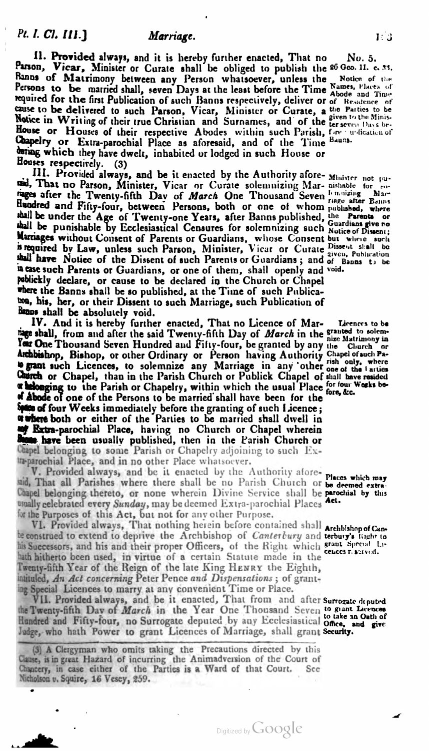II. **Provided** always, and it is hereby further enacted, That no Parson, **Vicar,** Minister or Curate shall be obliged to publish the Banns of Matrimony between any Person whatsoever, unless the Persons to be married shall, seven Days at the least before the Time required for the first Publication of such Banns respectively, deliver or cause to be delivered to such Parson, Vicar, Minister or Curate, a Notice in Writing of their true Christian and Surnames, and of the House or Houses of their respective Abodes within such Parish, Chapelry or Extra-parochial Place as aforesaid, and of the Time during which they have dwelt, inhabited or lodged in such House or Houses respectively. (3)

No. 5.
26 Geo. II. c. 33.
Notice of the Names, Places of Abode and Time of Residence of the Parties to be given to the Minister seven Days before Publication of Banns.

III. Provided always, and be it enacted by the Authority aforesaid, That no Parson, Minister, Vicar or Curate solemnizing Marriages after the Twenty-fifth Day of *March* One Thousand Seven Hundred and Fifty-four, between Persons, both or one of whom shall be under the Age of Twenty-one Years, after Banns published, shall be punishable by Ecclesiastical Censures for solemnizing such Marriages without Consent of Parents or Guardians, whose Consent is required by Law, unless such Parson, Minister, Vicar or Curate shall have Notice of the Dissent of such Parents or Guardians; and in case such Parents or Guardians, or one of them, shall openly and publickly declare, or cause to be declared in the Church or Chapel where the Banns shall be so published, at the Time of such Publication, his, her, or their Dissent to such Marriage, such Publication of Banns shall be absolutely void.

Minister not punishable for solemnizing Marriage after Banns published, where the Parents or Guardians give no Notice of Dissent; but where such Dissent shall be given, Publication of Banns to be void.

IV. And it is hereby further enacted, That no Licence of Marriage shall, from and after the said Twenty-fifth Day of *March* in the Year One Thousand Seven Hundred and Fifty-four, be granted by any Archbishop, Bishop, or other Ordinary or Person having Authority to grant such Licences, to solemnize any Marriage in any other Church or Chapel, than in the Parish Church or Publick Chapel of or belonging to the Parish or Chapelry, within which the usual Place of Abode of one of the Persons to be married shall have been for the Space of four Weeks immediately before the granting of such Licence; or where both or either of the Parties to be married shall dwell in any Extra-parochial Place, having no Church or Chapel wherein Banns have been usually published, then in the Parish Church or Chapel belonging to some Parish or Chapelry adjoining to such Extra-parochial Place, and in no other Place whatsoever.

Licences to be granted to solemnize Matrimony in the Church or Chapel of such Parish only, where one of the Parties shall have resided for four Weeks before, &c.

V. Provided always, and be it enacted by the Authority aforesaid, That all Parishes where there shall be no Parish Church or Chapel belonging thereto, or none wherein Divine Service shall be usually celebrated every *Sunday*, may be deemed Extra-parochial Places for the Purposes of this Act, but not for any other Purpose.

Places which may be deemed extra-parochial by this Act.

VI. Provided always, That nothing herein before contained shall be construed to extend to deprive the Archbishop of *Canterbury* and his Successors, and his and their proper Officers, of the Right which hath hitherto been used, in virtue of a certain Statute made in the Twenty-fifth Year of the Reign of the late King HENRY the Eighth, intituled, *An Act concerning* Peter Pence *and Dispensations*; of granting Special Licences to marry at any convenient Time or Place.

Archbishop of Canterbury's Right to grant Special Licences reserved.

VII. Provided always, and be it enacted, That from and after the Twenty-fifth Day of *March* in the Year One Thousand Seven Hundred and Fifty-four, no Surrogate deputed by any Ecclesiastical Judge, who hath Power to grant Licences of Marriage, shall grant

Surrogate deputed to grant Licences to take an Oath of Office, and give Security.

(3) A Clergyman who omits taking the Precautions directed by this Clause, is in great Hazard of incurring the Animadversion of the Court of Chancery, in case either of the Parties is a Ward of that Court. See Nicholson v. Squire, 16 Vesey, 259.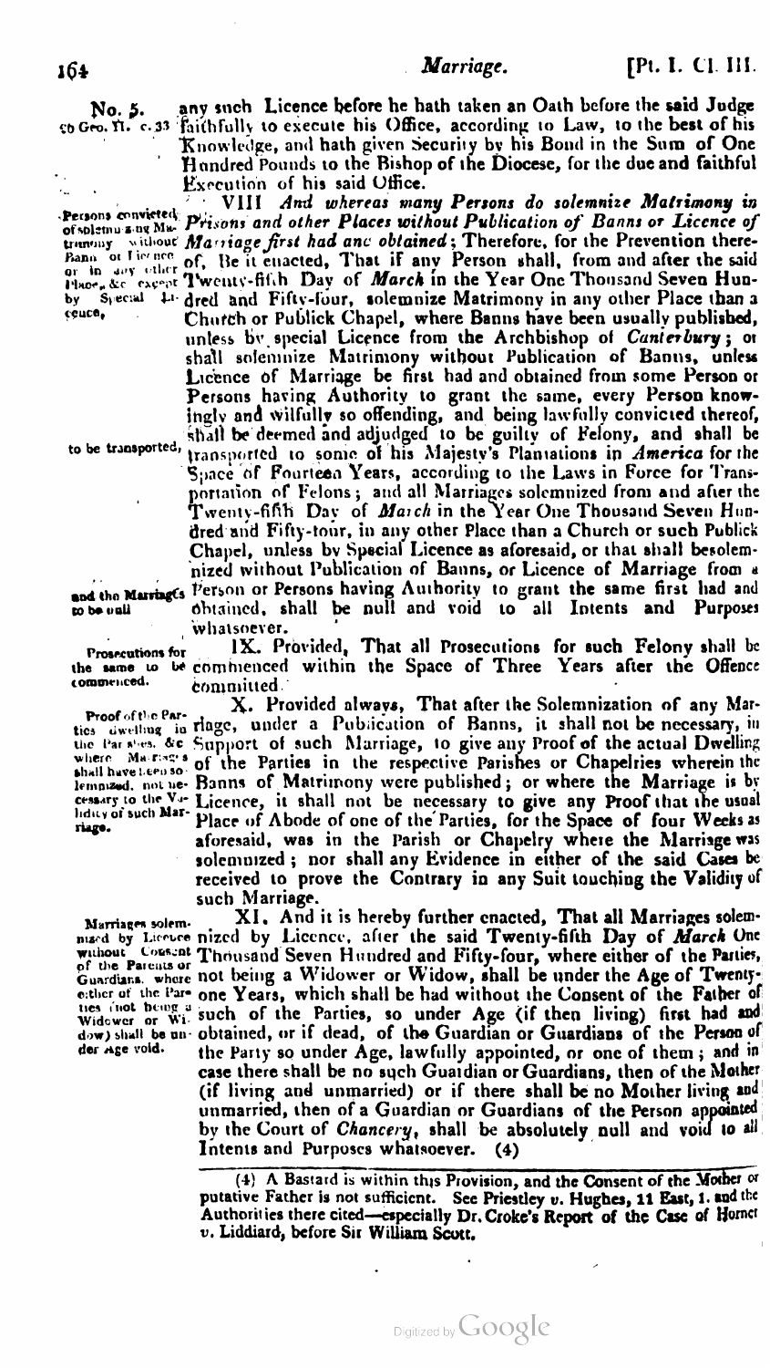No. 5.
26 Geo. II. c. 33

any such Licence before he hath taken an Oath before the said Judge faithfully to execute his Office, according to Law, to the best of his Knowledge, and hath given Security by his Bond in the Sum of One Hundred Pounds to the Bishop of the Diocese, for the due and faithful Execution of his said Office.

*Persons convicted of solemnizing Matrimony without Banns or Licence or in any other Place, &c. except by Special Licence,*

VIII. *And whereas many Persons do solemnize Matrimony in Prisons and other Places without Publication of Banns or Licence of Marriage first had and obtained*; Therefore, for the Prevention thereof, Be it enacted, That if any Person shall, from and after the said Twenty-fifth Day of *March* in the Year One Thousand Seven Hundred and Fifty-four, solemnize Matrimony in any other Place than a Church or Publick Chapel, where Banns have been usually published, unless by special Licence from the Archbishop of *Canterbury*; or shall solemnize Matrimony without Publication of Banns, unless Licence of Marriage be first had and obtained from some Person or Persons having Authority to grant the same, every Person knowingly and wilfully so offending, and being lawfully convicted thereof, shall be deemed and adjudged to be guilty of Felony, and shall be transported to some of his Majesty's Plantations in *America* for the Space of Fourteen Years, according to the Laws in Force for Transportation of Felons; and all Marriages solemnized from and after the Twenty-fifth Day of *March* in the Year One Thousand Seven Hundred and Fifty-four, in any other Place than a Church or such Publick Chapel, unless by Special Licence as aforesaid, or that shall be solemnized without Publication of Banns, or Licence of Marriage from a Person or Persons having Authority to grant the same first had and obtained, shall be null and void to all Intents and Purposes whatsoever.

*to be transported,*

*and the Marriages to be null*

*Prosecutions for the same to be commenced.*

IX. Provided, That all Prosecutions for such Felony shall be commenced within the Space of Three Years after the Offence committed.

*Proof of the Parties dwelling in the Parishes, &c where Marriages shall have been solemnized, not necessary to the Validity of such Marriage.*

X. Provided always, That after the Solemnization of any Marriage, under a Publication of Banns, it shall not be necessary, in Support of such Marriage, to give any Proof of the actual Dwelling of the Parties in the respective Parishes or Chapelries wherein the Banns of Matrimony were published; or where the Marriage is by Licence, it shall not be necessary to give any Proof that the usual Place of Abode of one of the Parties, for the Space of four Weeks as aforesaid, was in the Parish or Chapelry where the Marriage was solemnized; nor shall any Evidence in either of the said Cases be received to prove the Contrary in any Suit touching the Validity of such Marriage.

*Marriages solemnized by Licence without Consent of the Parents or Guardians, where either of the Parties (not being a Widower or Widow) shall be under Age void.*

XI. And it is hereby further enacted, That all Marriages solemnized by Licence, after the said Twenty-fifth Day of *March* One Thousand Seven Hundred and Fifty-four, where either of the Parties, not being a Widower or Widow, shall be under the Age of Twenty-one Years, which shall be had without the Consent of the Father of such of the Parties, so under Age (if then living) first had and obtained, or if dead, of the Guardian or Guardians of the Person of the Party so under Age, lawfully appointed, or one of them; and in case there shall be no such Guardian or Guardians, then of the Mother (if living and unmarried) or if there shall be no Mother living and unmarried, then of a Guardian or Guardians of the Person appointed by the Court of *Chancery*, shall be absolutely null and void to all Intents and Purposes whatsoever. (4)

---

(4) A Bastard is within this Provision, and the Consent of the Mother or putative Father is not sufficient. See Priestley *v.* Hughes, 11 East, 1. and the Authorities there cited—especially Dr. Croke's Report of the Case of Horner *v.* Liddiard, before Sir William Scott.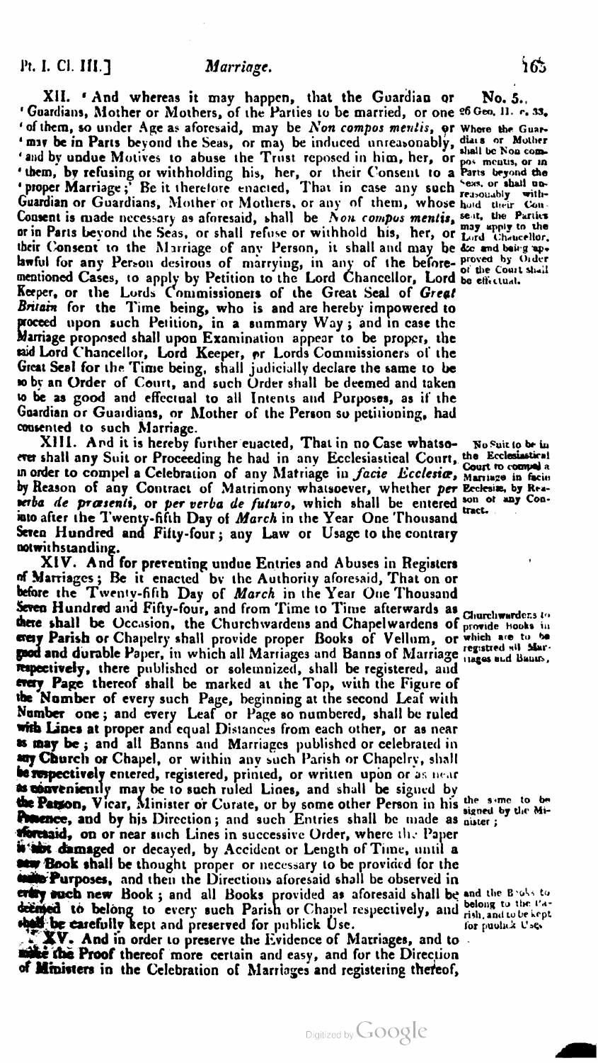XII. 'And whereas it may happen, that the Guardian or 'Guardians, Mother or Mothers, of the Parties to be married, or one 'of them, so under Age as aforesaid, may be *Non compos mentis*, or 'may be in Parts beyond the Seas, or may be induced unreasonably, 'and by undue Motives to abuse the Trust reposed in him, her, or 'them, by refusing or withholding his, her, or their Consent to a 'proper Marriage;' Be it therefore enacted, That in case any such Guardian or Guardians, Mother or Mothers, or any of them, whose Consent is made necessary as aforesaid, shall be *Non compos mentis*, or in Parts beyond the Seas, or shall refuse or withhold his, her, or their Consent to the Marriage of any Person, it shall and may be lawful for any Person desirous of marrying, in any of the before-mentioned Cases, to apply by Petition to the Lord Chancellor, Lord Keeper, or the Lords Commissioners of the Great Seal of *Great Britain* for the Time being, who is and are hereby impowered to proceed upon such Petition, in a summary Way; and in case the Marriage proposed shall upon Examination appear to be proper, the said Lord Chancellor, Lord Keeper, or Lords Commissioners of the Great Seal for the Time being, shall judicially declare the same to be so by an Order of Court, and such Order shall be deemed and taken to be as good and effectual to all Intents and Purposes, as if the Guardian or Guardians, or Mother of the Person so petitioning, had consented to such Marriage.

No. 5. 26 Geo. II. c. 33. Where the Guardians or Mother shall be Non compos mentis, or in Parts beyond the Seas, or shall unreasonably withhold their Consent, the Parties may apply to the Lord Chancellor, &c and being approved by Order of the Court shall be effectual.

XIII. And it is hereby further enacted, That in no Case whatsoever shall any Suit or Proceeding be had in any Ecclesiastical Court, in order to compel a Celebration of any Marriage in *facie Ecclesiæ*, by Reason of any Contract of Matrimony whatsoever, whether *per verba de præsenti*, or *per verba de futuro*, which shall be entered into after the Twenty-fifth Day of *March* in the Year One Thousand Seven Hundred and Fifty-four; any Law or Usage to the contrary notwithstanding.

No Suit to be in the Ecclesiastical Court to compel a Marriage in facie Ecclesiæ, by Reason of any Contract.

XIV. And for preventing undue Entries and Abuses in Registers of Marriages; Be it enacted by the Authority aforesaid, That on or before the Twenty-fifth Day of *March* in the Year One Thousand Seven Hundred and Fifty-four, and from Time to Time afterwards as there shall be Occasion, the Churchwardens and Chapelwardens of every Parish or Chapelry shall provide proper Books of Vellum, or good and durable Paper, in which all Marriages and Banns of Marriage respectively, there published or solemnized, shall be registered, and every Page thereof shall be marked at the Top, with the Figure of the Number of every such Page, beginning at the second Leaf with Number one; and every Leaf or Page so numbered, shall be ruled with Lines at proper and equal Distances from each other, or as near as may be; and all Banns and Marriages published or celebrated in any Church or Chapel, or within any such Parish or Chapelry, shall be respectively entered, registered, printed, or written upon or as near as conveniently may be to such ruled Lines, and shall be signed by the Parson, Vicar, Minister or Curate, or by some other Person in his Presence, and by his Direction; and such Entries shall be made as aforesaid, on or near such Lines in successive Order, where the Paper is not damaged or decayed, by Accident or Length of Time, until a new Book shall be thought proper or necessary to be provided for the same Purposes, and then the Directions aforesaid shall be observed in every such new Book; and all Books provided as aforesaid shall be deemed to belong to every such Parish or Chapel respectively, and shall be carefully kept and preserved for publick Use.

Churchwardens to provide Books in which are to be registred all Marriages and Banns, the same to be signed by the Minister; and the Books to belong to the Parish, and to be kept for publick Use.

XV. And in order to preserve the Evidence of Marriages, and to make the Proof thereof more certain and easy, and for the Direction of Ministers in the Celebration of Marriages and registering thereof,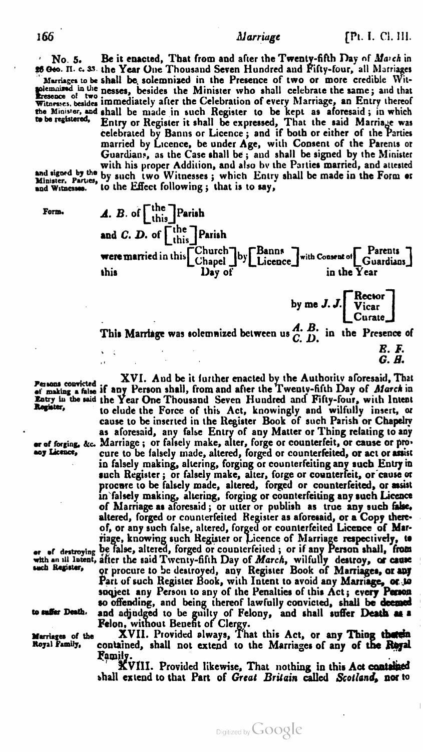No. 5. 26 Geo. II. c. 33.

Marriages to be solemnized in the Presence of two Witnesses, besides the Minister, and to be registered,

Be it enacted, That from and after the Twenty-fifth Day of *March* in the Year One Thousand Seven Hundred and Fifty-four, all Marriages shall be solemnized in the Presence of two or more credible Witnesses, besides the Minister who shall celebrate the same; and that immediately after the Celebration of every Marriage, an Entry thereof shall be made in such Register to be kept as aforesaid; in which Entry or Register it shall be expressed, That the said Marriage was celebrated by Banns or Licence; and if both or either of the Parties married by Licence, be under Age, with Consent of the Parents or Guardians, as the Case shall be; and shall be signed by the Minister with his proper Addition, and also by the Parties married, and attested by such two Witnesses; which Entry shall be made in the Form or to the Effect following; that is to say,

and signed by the Minister, Parties, and Witnesses.

Form.

*A. B.* of [the / this] Parish
and *C. D.* of [the / this] Parish
were married in this [Church / Chapel] by [Banns / Licence] with Consent of [Parents / Guardians]
this Day of in the Year

by me *J. J.* [Rector / Vicar / Curate]

This Marriage was solemnized between us *A. B.* / *C. D.* in the Presence of

*E. F.*
*G. H.*

Persons convicted of making a false Entry in the said Register,

or of forging, &c. any Licence,

or of destroying with an ill Intent, such Register,

to suffer Death.

XVI. And be it further enacted by the Authority aforesaid, That if any Person shall, from and after the Twenty-fifth Day of *March* in the Year One Thousand Seven Hundred and Fifty-four, with Intent to elude the Force of this Act, knowingly and wilfully insert, or cause to be inserted in the Register Book of such Parish or Chapelry as aforesaid, any false Entry of any Matter or Thing relating to any Marriage; or falsely make, alter, forge or counterfeit, or cause or procure to be falsely made, altered, forged or counterfeited, or act or assist in falsely making, altering, forging or counterfeiting any such Entry in such Register; or falsely make, alter, forge or counterfeit, or cause or procure to be falsely made, altered, forged or counterfeited, or assist in falsely making, altering, forging or counterfeiting any such Licence of Marriage as aforesaid; or utter or publish as true any such false, altered, forged or counterfeited Register as aforesaid, or a Copy thereof, or any such false, altered, forged or counterfeited Licence of Marriage, knowing such Register or Licence of Marriage respectively, to be false, altered, forged or counterfeited; or if any Person shall, from after the said Twenty-fifth Day of *March*, wilfully destroy, or cause or procure to be destroyed, any Register Book of Marriages, or any Part of such Register Book, with Intent to avoid any Marriage, or to subject any Person to any of the Penalties of this Act; every Person so offending, and being thereof lawfully convicted, shall be deemed and adjudged to be guilty of Felony, and shall suffer Death as a Felon, without Benefit of Clergy.

Marriages of the Royal Family,

XVII. Provided always, That this Act, or any Thing therein contained, shall not extend to the Marriages of any of the Royal Family.

XVIII. Provided likewise, That nothing in this Act contained shall extend to that Part of *Great Britain* called *Scotland*, nor to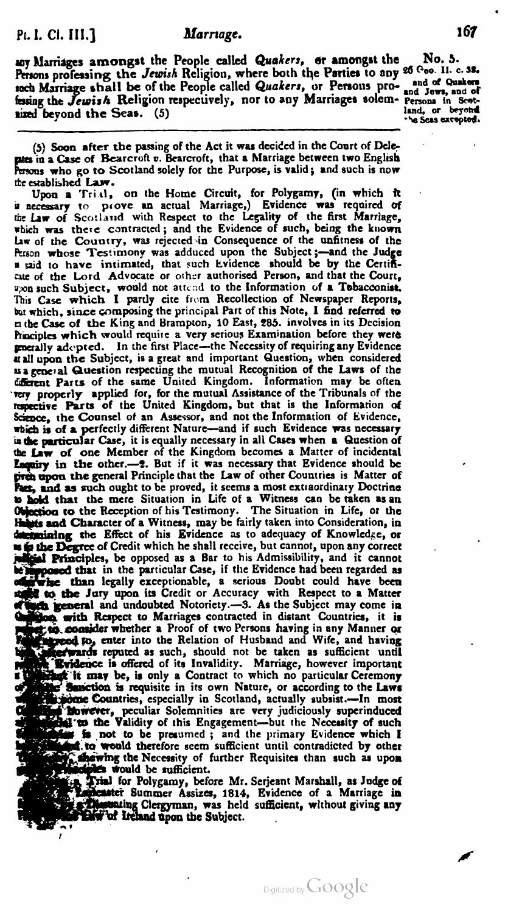any Marriages amongst the People called *Quakers*, or amongst the Persons professing the *Jewish* Religion, where both the Parties to any such Marriage shall be of the People called *Quakers*, or Persons professing the *Jewish* Religion respectively, nor to any Marriages solemnized beyond the Seas. (5)

No. 5. 26 Geo. II. c. 33. and of Quakers and Jews, and of Persons in Scotland, or beyond the Seas excepted.

---

(5) Soon after the passing of the Act it was decided in the Court of Delegates in a Case of Bearcroft *v.* Bearcroft, that a Marriage between two English Persons who go to Scotland solely for the Purpose, is valid; and such is now the established Law.

Upon a Trial, on the Home Circuit, for Polygamy, (in which it is necessary to prove an actual Marriage,) Evidence was required of the Law of Scotland with Respect to the Legality of the first Marriage, which was there contracted; and the Evidence of such, being the known Law of the Country, was rejected in Consequence of the unfitness of the Person whose Testimony was adduced upon the Subject;—and the Judge is said to have intimated, that such Evidence should be by the Certificate of the Lord Advocate or other authorised Person, and that the Court, upon such Subject, would not attend to the Information of a Tobacconist. This Case which I partly cite from Recollection of Newspaper Reports, but which, since composing the principal Part of this Note, I find referred to in the Case of the King and Brampton, 10 East, 285. involves in its Decision Principles which would require a very serious Examination before they were generally adopted. In the first Place—the Necessity of requiring any Evidence at all upon the Subject, is a great and important Question, when considered as a general Question respecting the mutual Recognition of the Laws of the different Parts of the same United Kingdom. Information may be often very properly applied for, for the mutual Assistance of the Tribunals of the respective Parts of the United Kingdom, but that is the Information of Science, the Counsel of an Assessor, and not the Information of Evidence, which is of a perfectly different Nature—and if such Evidence was necessary in the particular Case, it is equally necessary in all Cases when a Question of the Law of one Member of the Kingdom becomes a Matter of incidental Enquiry in the other.—2. But if it was necessary that Evidence should be given upon the general Principle that the Law of other Countries is Matter of Fact, and as such ought to be proved, it seems a most extraordinary Doctrine to hold that the mere Situation in Life of a Witness can be taken as an Objection to the Reception of his Testimony. The Situation in Life, or the Habits and Character of a Witness, may be fairly taken into Consideration, in determining the Effect of his Evidence as to adequacy of Knowledge, or as to the Degree of Credit which he shall receive, but cannot, upon any correct judicial Principles, be opposed as a Bar to his Admissibility, and it cannot be supposed that in the particular Case, if the Evidence had been regarded as otherwise than legally exceptionable, a serious Doubt could have been stated to the Jury upon its Credit or Accuracy with Respect to a Matter of such general and undoubted Notoriety.—3. As the Subject may come in Question with Respect to Marriages contracted in distant Countries, it is proper to consider whether a Proof of two Persons having in any Manner or Form agreed to, enter into the Relation of Husband and Wife, and having been afterwards reputed as such, should not be taken as sufficient until contrary Evidence is offered of its Invalidity. Marriage, however important a Contract it may be, is only a Contract to which no particular Ceremony or religious Sanction is requisite in its own Nature, or according to the Laws which in some Countries, especially in Scotland, actually subsist.—In most Countries however, peculiar Solemnities are very judiciously superinduced as essential to the Validity of this Engagement—but the Necessity of such Solemnities is not to be presumed; and the primary Evidence which I have alluded to would therefore seem sufficient until contradicted by other Testimony, shewing the Necessity of further Requisites than such as upon general Principles would be sufficient.

Upon a Trial for Polygamy, before Mr. Serjeant Marshall, as Judge of Assize at Lancaster Summer Assizes, 1814, Evidence of a Marriage in Ireland by a Dissenting Clergyman, was held sufficient, without giving any Proof of the Law of Ireland upon the Subject.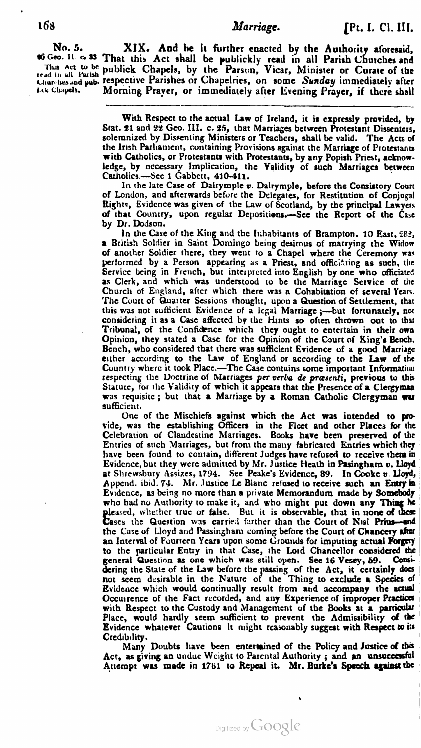No. 5.
26 Geo. II. c. 33
This Act to be read in all Parish Churches and publick Chapels.

XIX. And be it further enacted by the Authority aforesaid, That this Act shall be publickly read in all Parish Churches and publick Chapels, by the Parson, Vicar, Minister or Curate of the respective Parishes or Chapelries, on some *Sunday* immediately after Morning Prayer, or immediately after Evening Prayer, if there shall

---

With Respect to the actual Law of Ireland, it is expressly provided, by Stat. 21 and 22 Geo. III. c. 25, that Marriages between Protestant Dissenters, solemnized by Dissenting Ministers or Teachers, shall be valid. The Acts of the Irish Parliament, containing Provisions against the Marriage of Protestants with Catholics, or Protestants with Protestants, by any Popish Priest, acknowledge, by necessary Implication, the Validity of such Marriages between Catholics.—See 1 Gabbett, 410-411.

In the late Case of Dalrymple *v.* Dalrymple, before the Consistory Court of London, and afterwards before the Delegates, for Restitution of Conjugal Rights, Evidence was given of the Law of Scotland, by the principal Lawyers of that Country, upon regular Depositions.—See the Report of the Case by Dr. Dodson.

In the Case of the King and the Inhabitants of Brampton, 10 East, 282, a British Soldier in Saint Domingo being desirous of marrying the Widow of another Soldier there, they went to a Chapel where the Ceremony was performed by a Person appearing as a Priest, and officiating as such, the Service being in French, but interpreted into English by one who officiated as Clerk, and which was understood to be the Marriage Service of the Church of England, after which there was a Cohabitation of several Years. The Court of Quarter Sessions thought, upon a Question of Settlement, that this was not sufficient Evidence of a legal Marriage;—but fortunately, not considering it as a Case affected by the Hints so often thrown out to that Tribunal, of the Confidence which they ought to entertain in their own Opinion, they stated a Case for the Opinion of the Court of King's Bench, Bench, who considered that there was sufficient Evidence of a good Marriage either according to the Law of England or according to the Law of the Country where it took Place.—The Case contains some important Information respecting the Doctrine of Marriages *per verba de præsenti*, previous to this Statute, for the Validity of which it appears that the Presence of a Clergyman was requisite; but that a Marriage by a Roman Catholic Clergyman was sufficient.

One of the Mischiefs against which the Act was intended to provide, was the establishing Officers in the Fleet and other Places for the Celebration of Clandestine Marriages. Books have been preserved of the Entries of such Marriages, but from the many fabricated Entries which they have been found to contain, different Judges have refused to receive them in Evidence, but they were admitted by Mr. Justice Heath in Pasingham *v.* Lloyd at Shrewsbury Assizes, 1794. See Peake's Evidence, 89. In Cooke *v.* Lloyd, Append. ibid. 74. Mr. Justice Le Blanc refused to receive such an Entry in Evidence, as being no more than a private Memorandum made by Somebody who had no Authority to make it, and who might put down any Thing he pleased, whether true or false. But it is observable, that in none of these Cases the Question was carried farther than the Court of Nisi Prius—and the Case of Lloyd and Passingham coming before the Court of Chancery after an Interval of Fourteen Years upon some Grounds for imputing actual Forgery to the particular Entry in that Case, the Lord Chancellor considered the general Question as one which was still open. See 16 Vesey, 59. Considering the State of the Law before the passing of the Act, it certainly does not seem desirable in the Nature of the Thing to exclude a Species of Evidence which would continually result from and accompany the actual Occurrence of the Fact recorded, and any Experience of improper Practices with Respect to the Custody and Management of the Books at a particular Place, would hardly seem sufficient to prevent the Admissibility of the Evidence whatever Cautions it might reasonably suggest with Respect to its Credibility.

Many Doubts have been entertained of the Policy and Justice of this Act, as giving an undue Weight to Parental Authority; and an unsuccessful Attempt was made in 1781 to Repeal it. Mr. Burke's Speech against the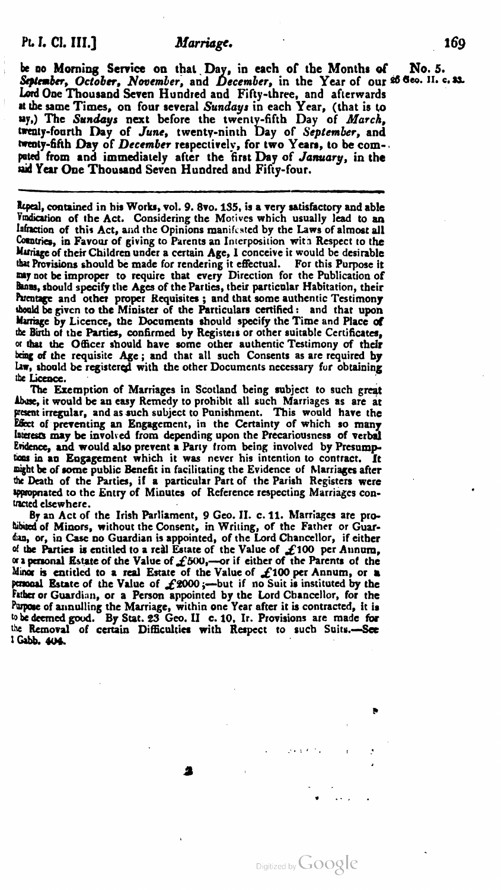be no Morning Service on that Day, in each of the Months of *September, October, November*, and *December*, in the Year of our Lord One Thousand Seven Hundred and Fifty-three, and afterwards at the same Times, on four several *Sundays* in each Year, (that is to say,) The *Sundays* next before the twenty-fifth Day of *March*, twenty-fourth Day of *June*, twenty-ninth Day of *September*, and twenty-fifth Day of *December* respectively, for two Years, to be computed from and immediately after the first Day of *January*, in the said Year One Thousand Seven Hundred and Fifty-four.

No. 5. 26 Geo. II. c. 33.

---

Repeal, contained in his Works, vol. 9. 8vo. 135, is a very satisfactory and able Vindication of the Act. Considering the Motives which usually lead to an Infraction of this Act, and the Opinions manifested by the Laws of almost all Countries, in Favour of giving to Parents an Interposition with Respect to the Marriage of their Children under a certain Age, I conceive it would be desirable that Provisions should be made for rendering it effectual. For this Purpose it may not be improper to require that every Direction for the Publication of Banns, should specify the Ages of the Parties, their particular Habitation, their Parentage and other proper Requisites; and that some authentic Testimony should be given to the Minister of the Particulars certified: and that upon Marriage by Licence, the Documents should specify the Time and Place of the Birth of the Parties, confirmed by Registers or other suitable Certificates, or that the Officer should have some other authentic Testimony of their being of the requisite Age; and that all such Consents as are required by Law, should be registered with the other Documents necessary for obtaining the Licence.

The Exemption of Marriages in Scotland being subject to such great Abuse, it would be an easy Remedy to prohibit all such Marriages as are at present irregular, and as such subject to Punishment. This would have the Effect of preventing an Engagement, in the Certainty of which so many Interests may be involved from depending upon the Precariousness of verbal Evidence, and would also prevent a Party from being involved by Presumptions in an Engagement which it was never his intention to contract. It might be of some public Benefit in facilitating the Evidence of Marriages after the Death of the Parties, if a particular Part of the Parish Registers were appropriated to the Entry of Minutes of Reference respecting Marriages contracted elsewhere.

By an Act of the Irish Parliament, 9 Geo. II. c. 11. Marriages are prohibited of Minors, without the Consent, in Writing, of the Father or Guardian, or, in Case no Guardian is appointed, of the Lord Chancellor, if either of the Parties is entitled to a real Estate of the Value of £100 per Annum, or a personal Estate of the Value of £500,—or if either of the Parents of the Minor is entitled to a real Estate of the Value of £100 per Annum, or a personal Estate of the Value of £2000;—but if no Suit is instituted by the Father or Guardian, or a Person appointed by the Lord Chancellor, for the Purpose of annulling the Marriage, within one Year after it is contracted, it is to be deemed good. By Stat. 23 Geo. II c. 10, Ir. Provisions are made for the Removal of certain Difficulties with Respect to such Suits.—See 1 Gabb. 404.